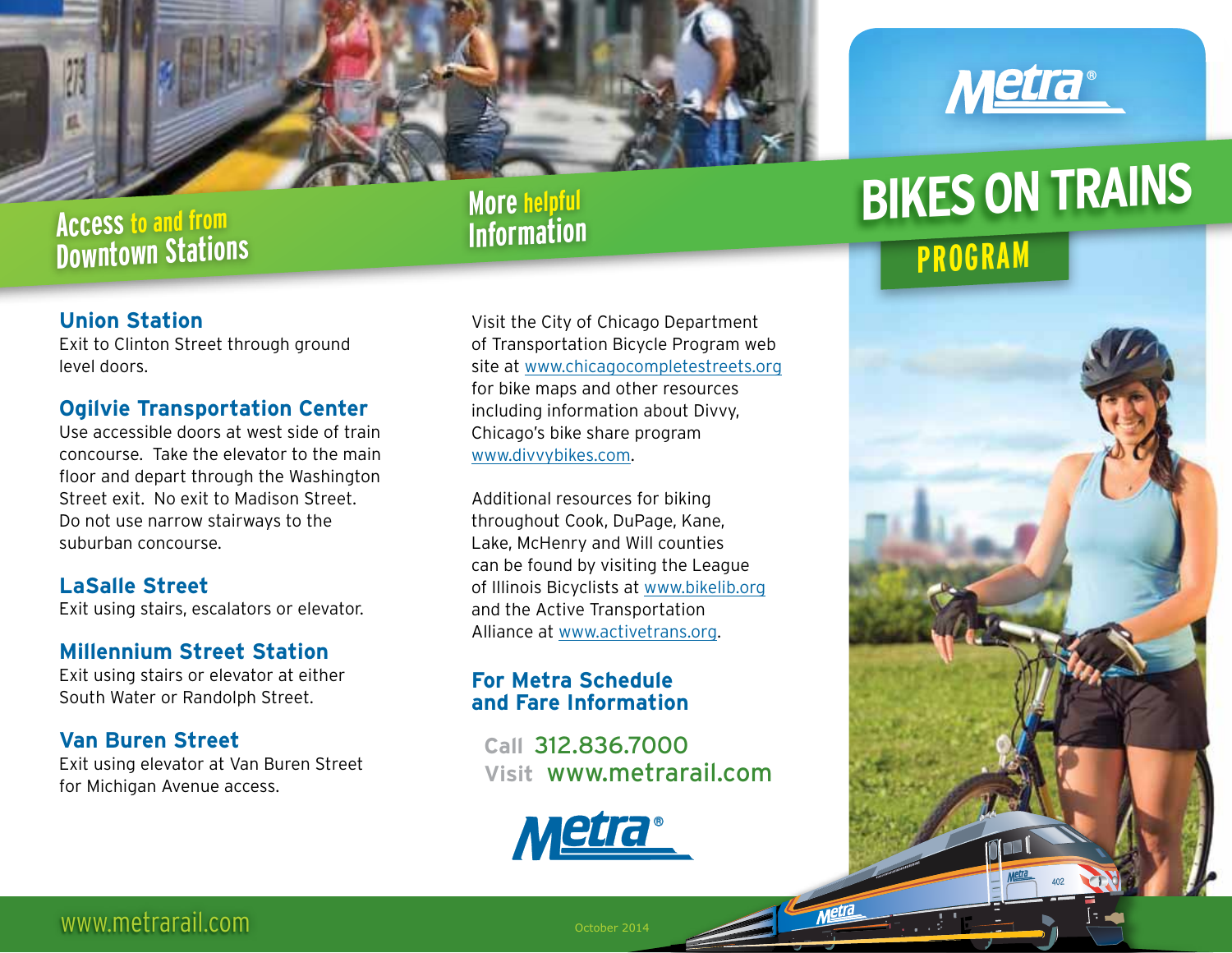# BIKES ON TRAINS

## PROGRAM

## Access to and from Downtown Stations

### Union Station

Exit to Clinton Street through ground level doors.

### Ogilvie Transportation Center

Use accessible doors at west side of train concourse. Take the elevator to the main floor and depart through the Washington Street exit. No exit to Madison Street. Do not use narrow stairways to the suburban concourse.

### LaSalle Street

Exit using stairs, escalators or elevator.

### Millennium Street Station

Exit using stairs or elevator at either South Water or Randolph Street.

### Van Buren Street

Exit using elevator at Van Buren Street for Michigan Avenue access.

## More helpful Information

Visit the City of Chicago Department of Transportation Bicycle Program web site at www.chicagocompletestreets.org for bike maps and other resources including information about Divvy, Chicago's bike share program www.divvybikes.com.

Additional resources for biking throughout Cook, DuPage, Kane, Lake, McHenry and Will counties can be found by visiting the League of Illinois Bicyclists at www.bikelib.org and the Active Transportation Alliance at www.activetrans.org.

### For Metra Schedule and Fare Information

Call 312.836.7000
Visit www.metrarail.com

Metra®

www.metrarail.com

October 2014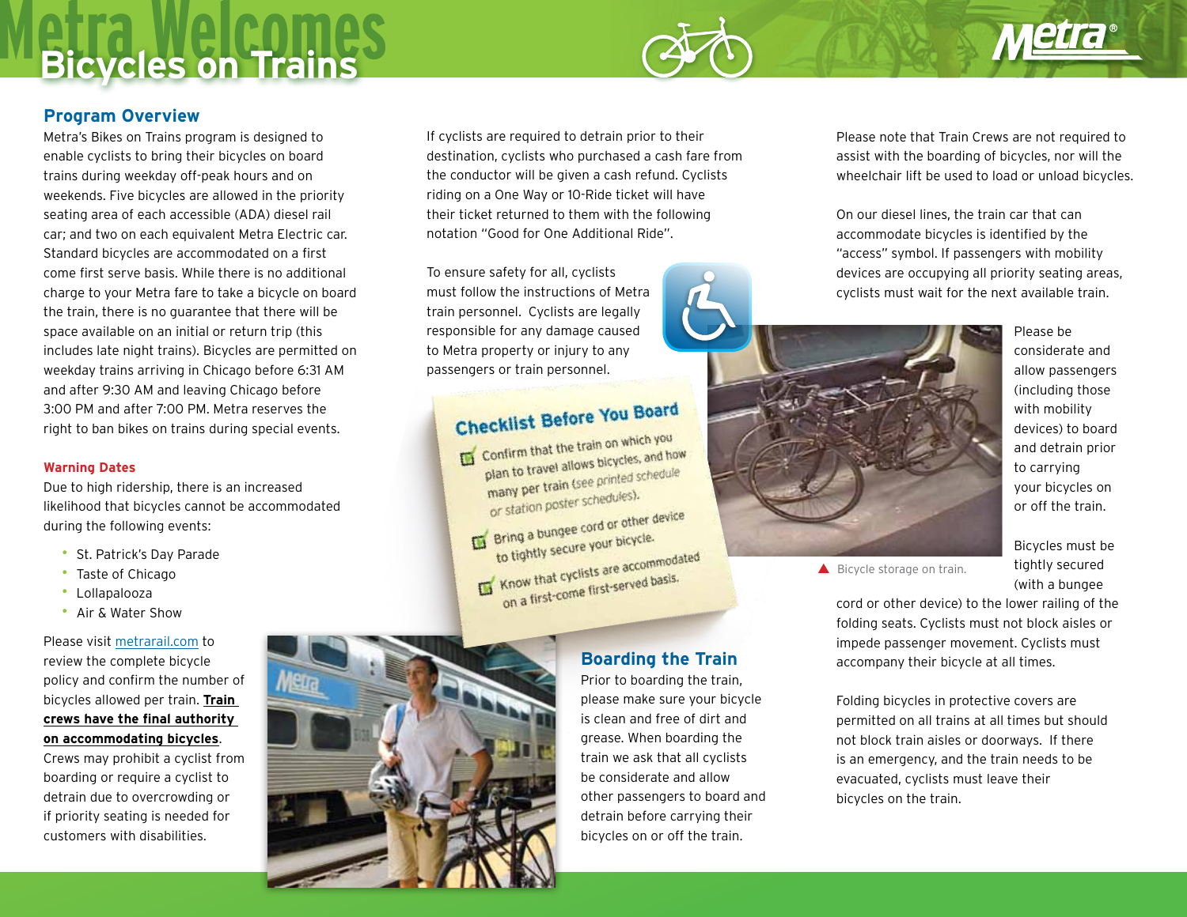# Metra Welcomes Bicycles on Trains

## Program Overview

Metra's Bikes on Trains program is designed to enable cyclists to bring their bicycles on board trains during weekday off-peak hours and on weekends. Five bicycles are allowed in the priority seating area of each accessible (ADA) diesel rail car; and two on each equivalent Metra Electric car. Standard bicycles are accommodated on a first come first serve basis. While there is no additional charge to your Metra fare to take a bicycle on board the train, there is no guarantee that there will be space available on an initial or return trip (this includes late night trains). Bicycles are permitted on weekday trains arriving in Chicago before 6:31 AM and after 9:30 AM and leaving Chicago before 3:00 PM and after 7:00 PM. Metra reserves the right to ban bikes on trains during special events.

### Warning Dates

Due to high ridership, there is an increased likelihood that bicycles cannot be accommodated during the following events:

- St. Patrick's Day Parade
- Taste of Chicago
- Lollapalooza
- Air & Water Show

Please visit metrarail.com to review the complete bicycle policy and confirm the number of bicycles allowed per train. **Train crews have the final authority on accommodating bicycles**. Crews may prohibit a cyclist from boarding or require a cyclist to detrain due to overcrowding or if priority seating is needed for customers with disabilities.

If cyclists are required to detrain prior to their destination, cyclists who purchased a cash fare from the conductor will be given a cash refund. Cyclists riding on a One Way or 10-Ride ticket will have their ticket returned to them with the following notation "Good for One Additional Ride".

To ensure safety for all, cyclists must follow the instructions of Metra train personnel. Cyclists are legally responsible for any damage caused to Metra property or injury to any passengers or train personnel.

### Checklist Before You Board

- Confirm that the train on which you plan to travel allows bicycles, and how many per train *(see printed schedule or station poster schedules)*.
- Bring a bungee cord or other device to tightly secure your bicycle.
- Know that cyclists are accommodated on a first-come first-served basis.

## Boarding the Train

Prior to boarding the train, please make sure your bicycle is clean and free of dirt and grease. When boarding the train we ask that all cyclists be considerate and allow other passengers to board and detrain before carrying their bicycles on or off the train.

Please note that Train Crews are not required to assist with the boarding of bicycles, nor will the wheelchair lift be used to load or unload bicycles.

On our diesel lines, the train car that can accommodate bicycles is identified by the "access" symbol. If passengers with mobility devices are occupying all priority seating areas, cyclists must wait for the next available train.

Bicycle storage on train.

Please be considerate and allow passengers (including those with mobility devices) to board and detrain prior to carrying your bicycles on or off the train.

Bicycles must be tightly secured (with a bungee cord or other device) to the lower railing of the folding seats. Cyclists must not block aisles or impede passenger movement. Cyclists must accompany their bicycle at all times.

Folding bicycles in protective covers are permitted on all trains at all times but should not block train aisles or doorways. If there is an emergency, and the train needs to be evacuated, cyclists must leave their bicycles on the train.